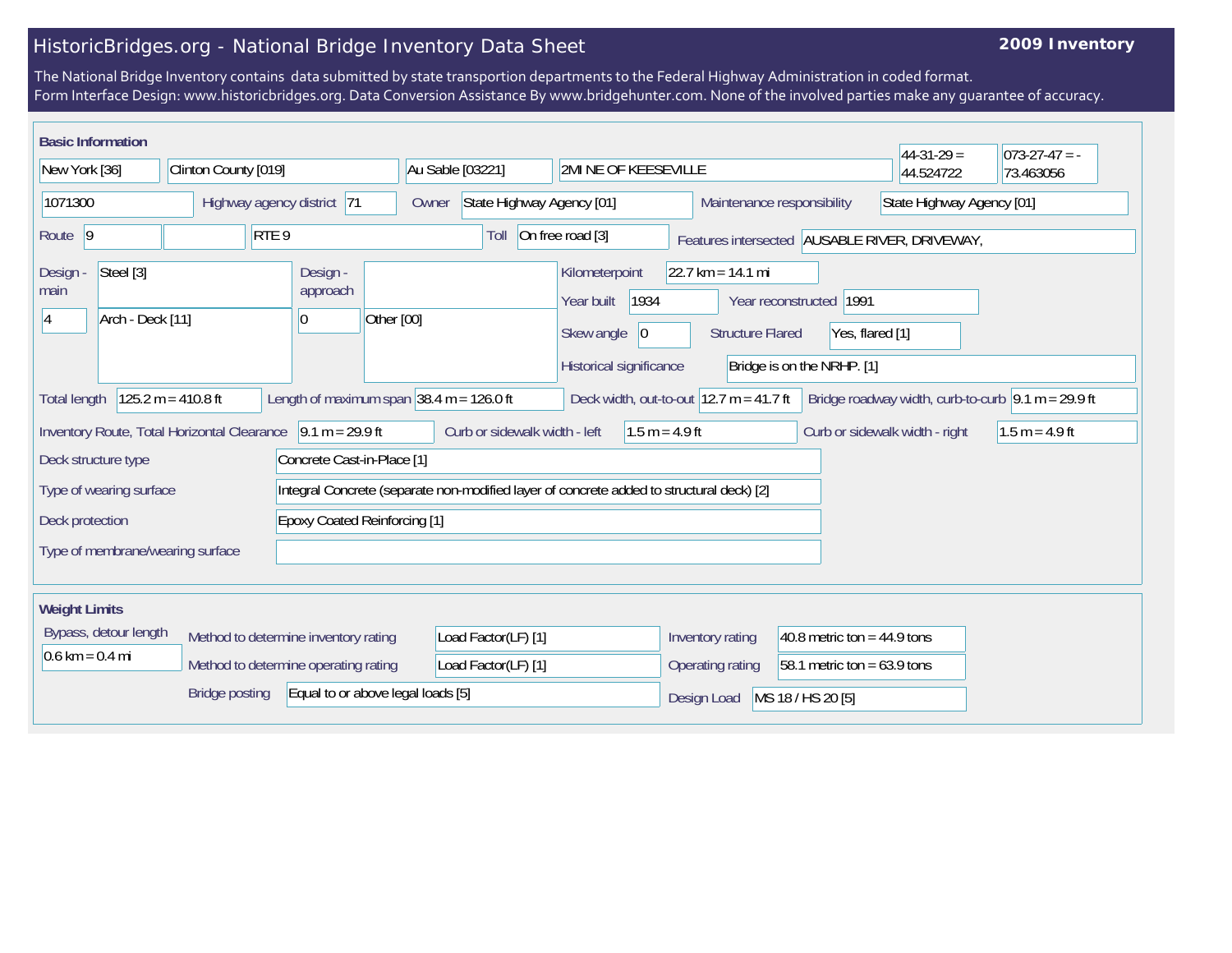# HistoricBridges.org - National Bridge Inventory Data Sheet

**2009 Inventory**

The National Bridge Inventory contains data submitted by state transportion departments to the Federal Highway Administration in coded format.
Form Interface Design: www.historicbridges.org. Data Conversion Assistance By www.bridgehunter.com. None of the involved parties make any guarantee of accuracy.

## Basic Information

| | |
|---|---|
| State | New York [36] |
| County | Clinton County [019] |
| Place | Au Sable [03221] |
| Location | 2MI NE OF KEESEVILLE |
| Latitude | 44-31-29 = 44.524722 |
| Longitude | 073-27-47 = -73.463056 |
| Structure Number | 1071300 |
| Highway agency district | 71 |
| Owner | State Highway Agency [01] |
| Maintenance responsibility | State Highway Agency [01] |
| Route | 9 |
| Route name | RTE 9 |
| Toll | On free road [3] |
| Features intersected | AUSABLE RIVER, DRIVEWAY, |
| Design - main | Steel [3] |
| | 4 — Arch - Deck [11] |
| Design - approach | 0 — Other [00] |
| Kilometerpoint | 22.7 km = 14.1 mi |
| Year built | 1934 |
| Year reconstructed | 1991 |
| Skew angle | 0 |
| Structure Flared | Yes, flared [1] |
| Historical significance | Bridge is on the NRHP. [1] |
| Total length | 125.2 m = 410.8 ft |
| Length of maximum span | 38.4 m = 126.0 ft |
| Deck width, out-to-out | 12.7 m = 41.7 ft |
| Bridge roadway width, curb-to-curb | 9.1 m = 29.9 ft |
| Inventory Route, Total Horizontal Clearance | 9.1 m = 29.9 ft |
| Curb or sidewalk width - left | 1.5 m = 4.9 ft |
| Curb or sidewalk width - right | 1.5 m = 4.9 ft |
| Deck structure type | Concrete Cast-in-Place [1] |
| Type of wearing surface | Integral Concrete (separate non-modified layer of concrete added to structural deck) [2] |
| Deck protection | Epoxy Coated Reinforcing [1] |
| Type of membrane/wearing surface | |

## Weight Limits

| | |
|---|---|
| Bypass, detour length | 0.6 km = 0.4 mi |
| Method to determine inventory rating | Load Factor(LF) [1] |
| Method to determine operating rating | Load Factor(LF) [1] |
| Bridge posting | Equal to or above legal loads [5] |
| Inventory rating | 40.8 metric ton = 44.9 tons |
| Operating rating | 58.1 metric ton = 63.9 tons |
| Design Load | MS 18 / HS 20 [5] |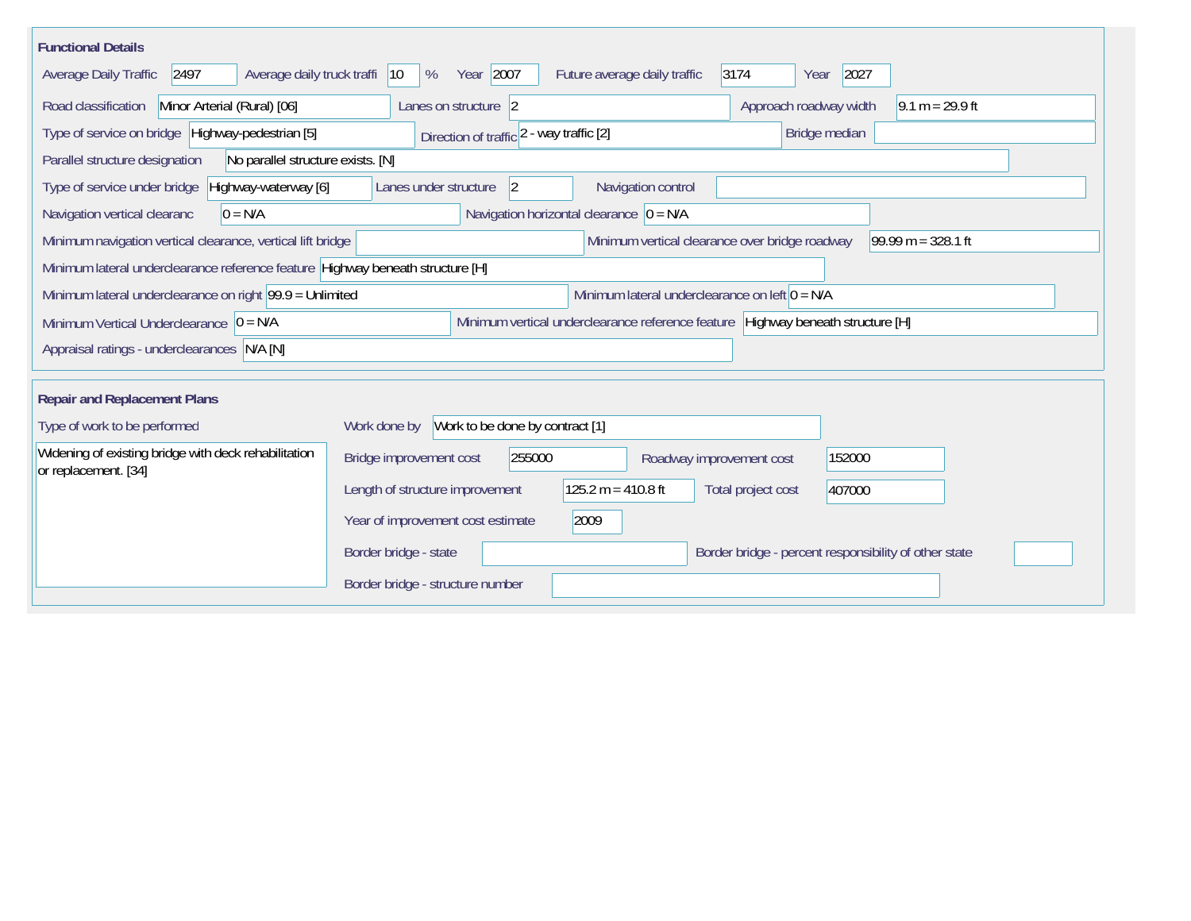## Functional Details

| Field | Value |
| --- | --- |
| Average Daily Traffic | 2497 |
| Average daily truck traffi | 10 % |
| Year | 2007 |
| Future average daily traffic | 3174 |
| Year | 2027 |
| Road classification | Minor Arterial (Rural) [06] |
| Lanes on structure | 2 |
| Approach roadway width | 9.1 m = 29.9 ft |
| Type of service on bridge | Highway-pedestrian [5] |
| Direction of traffic | 2 - way traffic [2] |
| Bridge median | |
| Parallel structure designation | No parallel structure exists. [N] |
| Type of service under bridge | Highway-waterway [6] |
| Lanes under structure | 2 |
| Navigation control | |
| Navigation vertical clearanc | 0 = N/A |
| Navigation horizontal clearance | 0 = N/A |
| Minimum navigation vertical clearance, vertical lift bridge | |
| Minimum vertical clearance over bridge roadway | 99.99 m = 328.1 ft |
| Minimum lateral underclearance reference feature | Highway beneath structure [H] |
| Minimum lateral underclearance on right | 99.9 = Unlimited |
| Minimum lateral underclearance on left | 0 = N/A |
| Minimum Vertical Underclearance | 0 = N/A |
| Minimum vertical underclearance reference feature | Highway beneath structure [H] |
| Appraisal ratings - underclearances | N/A [N] |

## Repair and Replacement Plans

| Field | Value |
| --- | --- |
| Type of work to be performed | Widening of existing bridge with deck rehabilitation or replacement. [34] |
| Work done by | Work to be done by contract [1] |
| Bridge improvement cost | 255000 |
| Roadway improvement cost | 152000 |
| Length of structure improvement | 125.2 m = 410.8 ft |
| Total project cost | 407000 |
| Year of improvement cost estimate | 2009 |
| Border bridge - state | |
| Border bridge - percent responsibility of other state | |
| Border bridge - structure number | |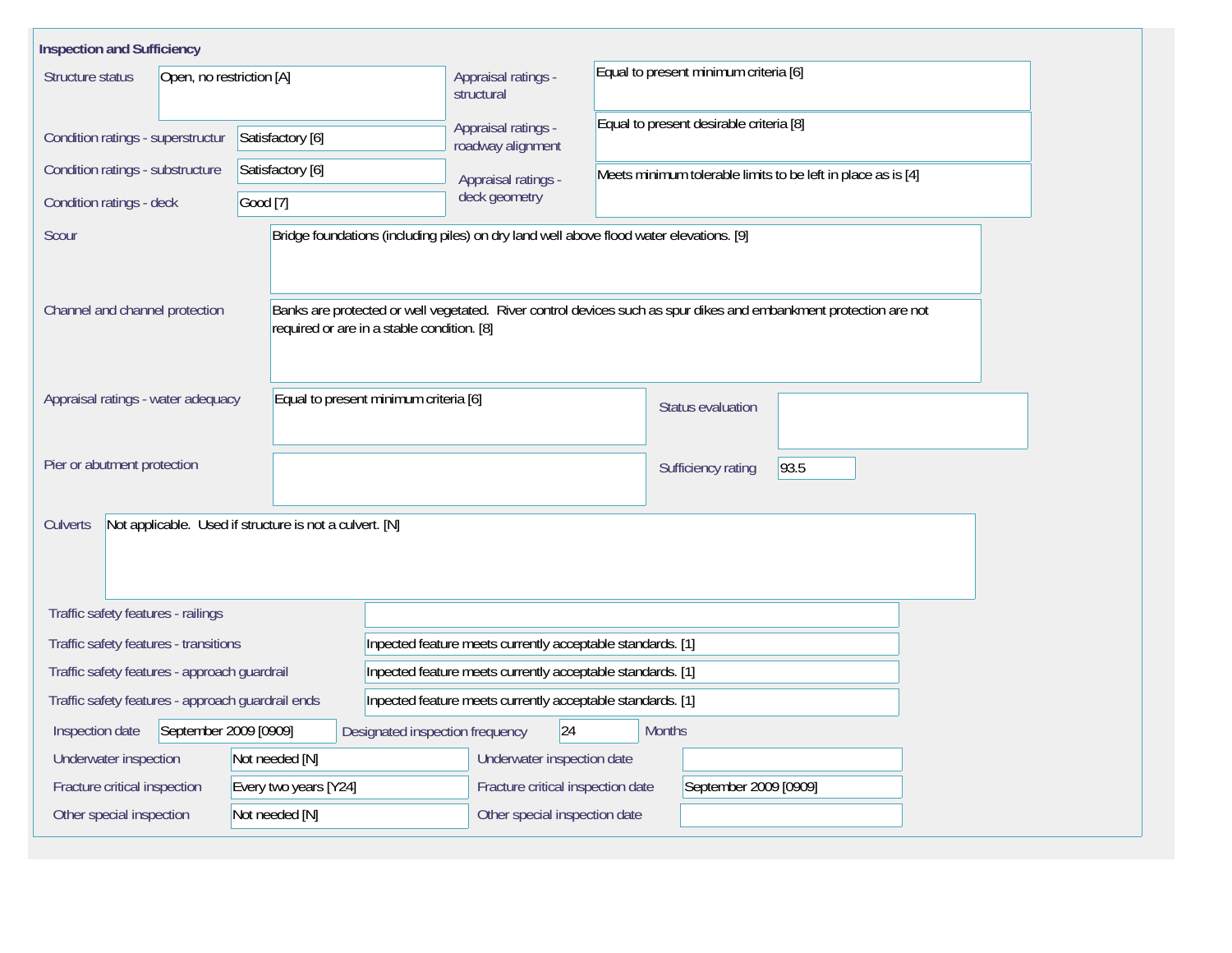## Inspection and Sufficiency

| | |
|---|---|
| Structure status | Open, no restriction [A] |
| Appraisal ratings - structural | Equal to present minimum criteria [6] |
| Condition ratings - superstructur | Satisfactory [6] |
| Appraisal ratings - roadway alignment | Equal to present desirable criteria [8] |
| Condition ratings - substructure | Satisfactory [6] |
| Appraisal ratings - deck geometry | Meets minimum tolerable limits to be left in place as is [4] |
| Condition ratings - deck | Good [7] |
| Scour | Bridge foundations (including piles) on dry land well above flood water elevations. [9] |
| Channel and channel protection | Banks are protected or well vegetated.  River control devices such as spur dikes and embankment protection are not required or are in a stable condition. [8] |
| Appraisal ratings - water adequacy | Equal to present minimum criteria [6] |
| Status evaluation | |
| Pier or abutment protection | |
| Sufficiency rating | 93.5 |
| Culverts | Not applicable.  Used if structure is not a culvert. [N] |
| Traffic safety features - railings | |
| Traffic safety features - transitions | Inpected feature meets currently acceptable standards. [1] |
| Traffic safety features - approach guardrail | Inpected feature meets currently acceptable standards. [1] |
| Traffic safety features - approach guardrail ends | Inpected feature meets currently acceptable standards. [1] |
| Inspection date | September 2009 [0909] |
| Designated inspection frequency | 24 Months |
| Underwater inspection | Not needed [N] |
| Underwater inspection date | |
| Fracture critical inspection | Every two years [Y24] |
| Fracture critical inspection date | September 2009 [0909] |
| Other special inspection | Not needed [N] |
| Other special inspection date | |